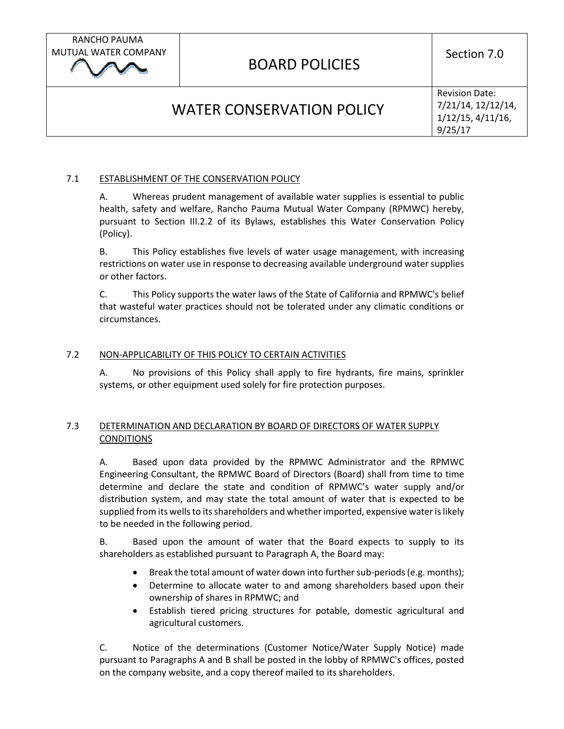| RANCHO PAUMA MUTUAL WATER COMPANY | BOARD POLICIES | Section 7.0 |
| --- | --- | --- |
| WATER CONSERVATION POLICY | | Revision Date: 7/21/14, 12/12/14, 1/12/15, 4/11/16, 9/25/17 |

## 7.1 ESTABLISHMENT OF THE CONSERVATION POLICY

A. Whereas prudent management of available water supplies is essential to public health, safety and welfare, Rancho Pauma Mutual Water Company (RPMWC) hereby, pursuant to Section III.2.2 of its Bylaws, establishes this Water Conservation Policy (Policy).

B. This Policy establishes five levels of water usage management, with increasing restrictions on water use in response to decreasing available underground water supplies or other factors.

C. This Policy supports the water laws of the State of California and RPMWC's belief that wasteful water practices should not be tolerated under any climatic conditions or circumstances.

## 7.2 NON-APPLICABILITY OF THIS POLICY TO CERTAIN ACTIVITIES

A. No provisions of this Policy shall apply to fire hydrants, fire mains, sprinkler systems, or other equipment used solely for fire protection purposes.

## 7.3 DETERMINATION AND DECLARATION BY BOARD OF DIRECTORS OF WATER SUPPLY CONDITIONS

A. Based upon data provided by the RPMWC Administrator and the RPMWC Engineering Consultant, the RPMWC Board of Directors (Board) shall from time to time determine and declare the state and condition of RPMWC's water supply and/or distribution system, and may state the total amount of water that is expected to be supplied from its wells to its shareholders and whether imported, expensive water is likely to be needed in the following period.

B. Based upon the amount of water that the Board expects to supply to its shareholders as established pursuant to Paragraph A, the Board may:

- Break the total amount of water down into further sub-periods (e.g. months);
- Determine to allocate water to and among shareholders based upon their ownership of shares in RPMWC; and
- Establish tiered pricing structures for potable, domestic agricultural and agricultural customers.

C. Notice of the determinations (Customer Notice/Water Supply Notice) made pursuant to Paragraphs A and B shall be posted in the lobby of RPMWC's offices, posted on the company website, and a copy thereof mailed to its shareholders.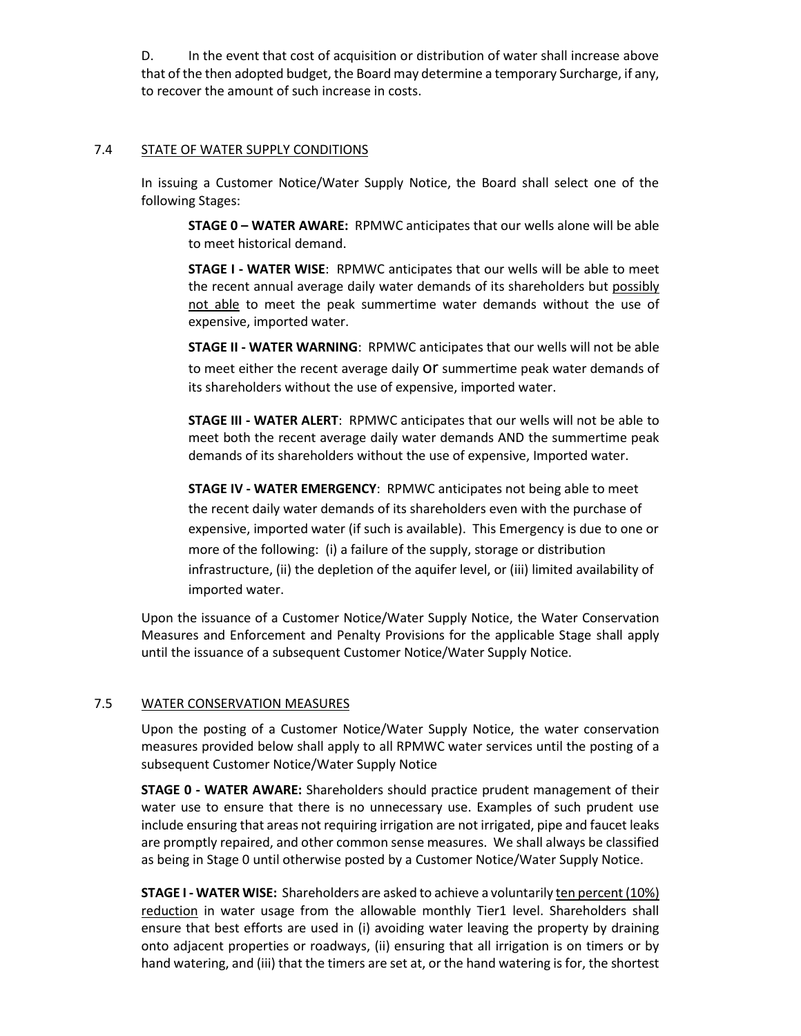D. In the event that cost of acquisition or distribution of water shall increase above that of the then adopted budget, the Board may determine a temporary Surcharge, if any, to recover the amount of such increase in costs.

## 7.4 STATE OF WATER SUPPLY CONDITIONS

In issuing a Customer Notice/Water Supply Notice, the Board shall select one of the following Stages:

**STAGE 0 – WATER AWARE:** RPMWC anticipates that our wells alone will be able to meet historical demand.

**STAGE I - WATER WISE**: RPMWC anticipates that our wells will be able to meet the recent annual average daily water demands of its shareholders but possibly not able to meet the peak summertime water demands without the use of expensive, imported water.

**STAGE II - WATER WARNING**: RPMWC anticipates that our wells will not be able to meet either the recent average daily or summertime peak water demands of its shareholders without the use of expensive, imported water.

**STAGE III - WATER ALERT**: RPMWC anticipates that our wells will not be able to meet both the recent average daily water demands AND the summertime peak demands of its shareholders without the use of expensive, Imported water.

**STAGE IV - WATER EMERGENCY**: RPMWC anticipates not being able to meet the recent daily water demands of its shareholders even with the purchase of expensive, imported water (if such is available). This Emergency is due to one or more of the following: (i) a failure of the supply, storage or distribution infrastructure, (ii) the depletion of the aquifer level, or (iii) limited availability of imported water.

Upon the issuance of a Customer Notice/Water Supply Notice, the Water Conservation Measures and Enforcement and Penalty Provisions for the applicable Stage shall apply until the issuance of a subsequent Customer Notice/Water Supply Notice.

## 7.5 WATER CONSERVATION MEASURES

Upon the posting of a Customer Notice/Water Supply Notice, the water conservation measures provided below shall apply to all RPMWC water services until the posting of a subsequent Customer Notice/Water Supply Notice

**STAGE 0 - WATER AWARE:** Shareholders should practice prudent management of their water use to ensure that there is no unnecessary use. Examples of such prudent use include ensuring that areas not requiring irrigation are not irrigated, pipe and faucet leaks are promptly repaired, and other common sense measures. We shall always be classified as being in Stage 0 until otherwise posted by a Customer Notice/Water Supply Notice.

**STAGE I - WATER WISE:** Shareholders are asked to achieve a voluntarily ten percent (10%) reduction in water usage from the allowable monthly Tier1 level. Shareholders shall ensure that best efforts are used in (i) avoiding water leaving the property by draining onto adjacent properties or roadways, (ii) ensuring that all irrigation is on timers or by hand watering, and (iii) that the timers are set at, or the hand watering is for, the shortest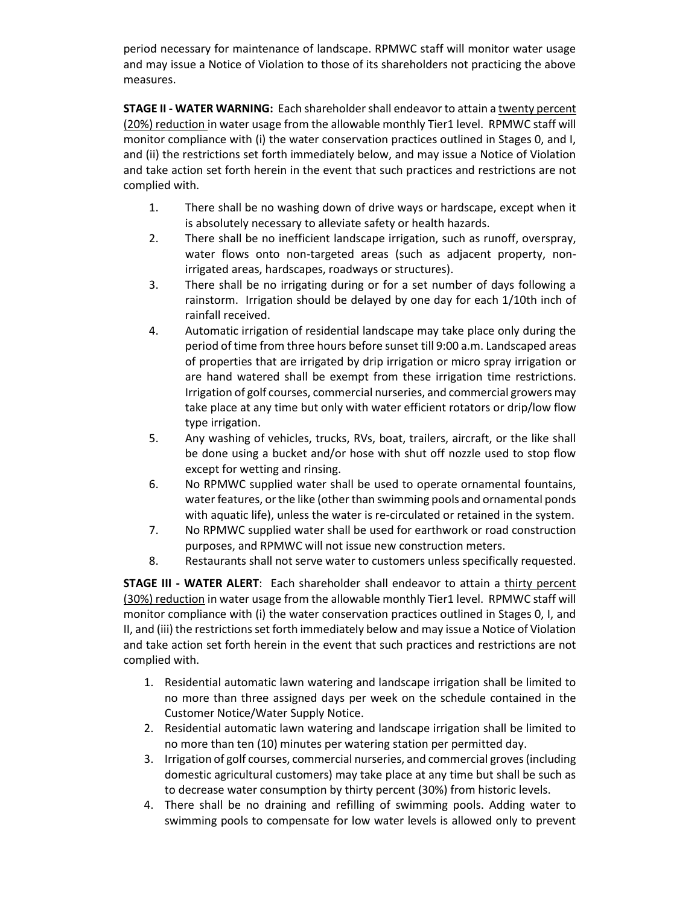period necessary for maintenance of landscape. RPMWC staff will monitor water usage and may issue a Notice of Violation to those of its shareholders not practicing the above measures.

**STAGE II - WATER WARNING:** Each shareholder shall endeavor to attain a <u>twenty percent (20%) reduction</u> in water usage from the allowable monthly Tier1 level. RPMWC staff will monitor compliance with (i) the water conservation practices outlined in Stages 0, and I, and (ii) the restrictions set forth immediately below, and may issue a Notice of Violation and take action set forth herein in the event that such practices and restrictions are not complied with.

1. There shall be no washing down of drive ways or hardscape, except when it is absolutely necessary to alleviate safety or health hazards.
2. There shall be no inefficient landscape irrigation, such as runoff, overspray, water flows onto non-targeted areas (such as adjacent property, non-irrigated areas, hardscapes, roadways or structures).
3. There shall be no irrigating during or for a set number of days following a rainstorm. Irrigation should be delayed by one day for each 1/10th inch of rainfall received.
4. Automatic irrigation of residential landscape may take place only during the period of time from three hours before sunset till 9:00 a.m. Landscaped areas of properties that are irrigated by drip irrigation or micro spray irrigation or are hand watered shall be exempt from these irrigation time restrictions. Irrigation of golf courses, commercial nurseries, and commercial growers may take place at any time but only with water efficient rotators or drip/low flow type irrigation.
5. Any washing of vehicles, trucks, RVs, boat, trailers, aircraft, or the like shall be done using a bucket and/or hose with shut off nozzle used to stop flow except for wetting and rinsing.
6. No RPMWC supplied water shall be used to operate ornamental fountains, water features, or the like (other than swimming pools and ornamental ponds with aquatic life), unless the water is re-circulated or retained in the system.
7. No RPMWC supplied water shall be used for earthwork or road construction purposes, and RPMWC will not issue new construction meters.
8. Restaurants shall not serve water to customers unless specifically requested.

**STAGE III - WATER ALERT**: Each shareholder shall endeavor to attain a <u>thirty percent (30%) reduction</u> in water usage from the allowable monthly Tier1 level. RPMWC staff will monitor compliance with (i) the water conservation practices outlined in Stages 0, I, and II, and (iii) the restrictions set forth immediately below and may issue a Notice of Violation and take action set forth herein in the event that such practices and restrictions are not complied with.

1. Residential automatic lawn watering and landscape irrigation shall be limited to no more than three assigned days per week on the schedule contained in the Customer Notice/Water Supply Notice.
2. Residential automatic lawn watering and landscape irrigation shall be limited to no more than ten (10) minutes per watering station per permitted day.
3. Irrigation of golf courses, commercial nurseries, and commercial groves (including domestic agricultural customers) may take place at any time but shall be such as to decrease water consumption by thirty percent (30%) from historic levels.
4. There shall be no draining and refilling of swimming pools. Adding water to swimming pools to compensate for low water levels is allowed only to prevent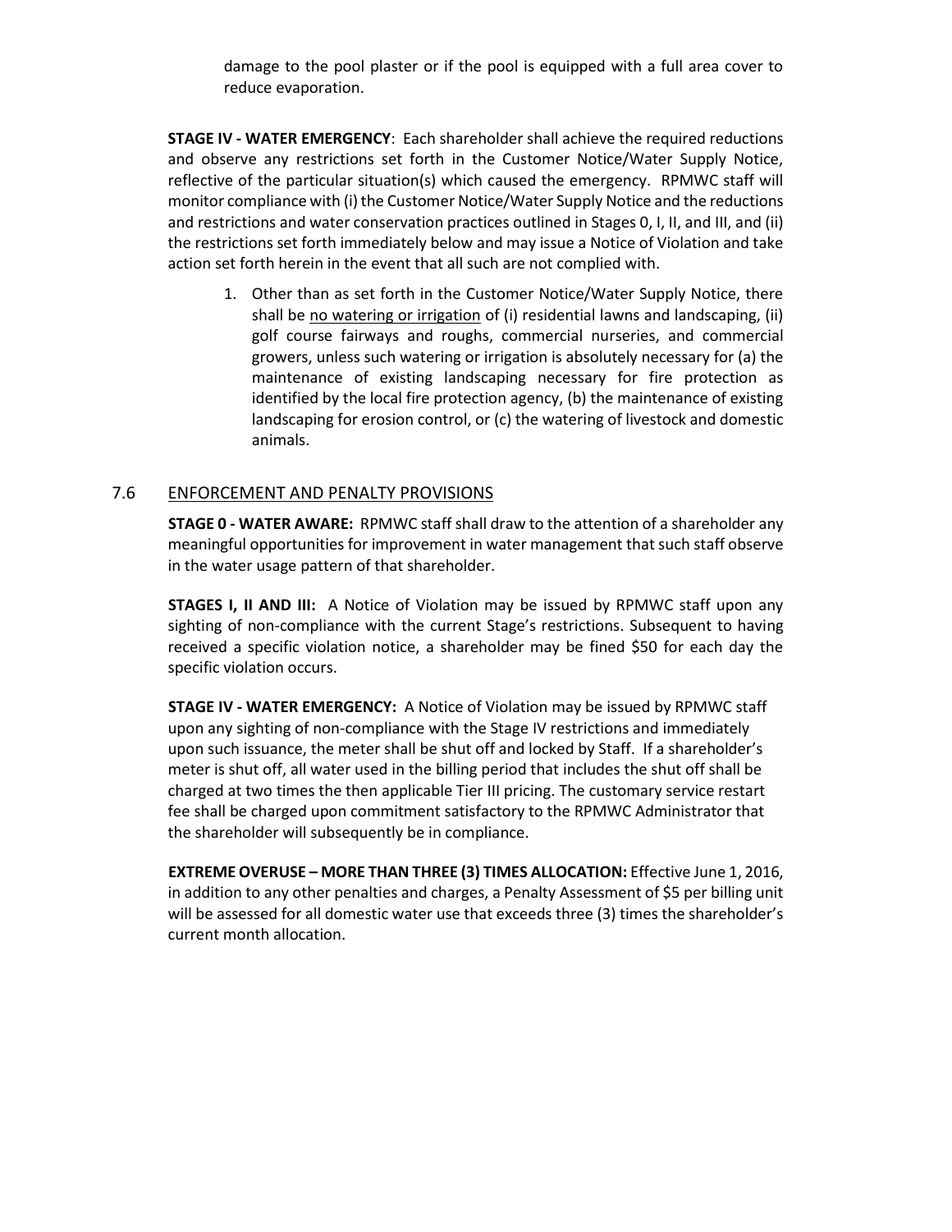damage to the pool plaster or if the pool is equipped with a full area cover to reduce evaporation.

**STAGE IV - WATER EMERGENCY**: Each shareholder shall achieve the required reductions and observe any restrictions set forth in the Customer Notice/Water Supply Notice, reflective of the particular situation(s) which caused the emergency. RPMWC staff will monitor compliance with (i) the Customer Notice/Water Supply Notice and the reductions and restrictions and water conservation practices outlined in Stages 0, I, II, and III, and (ii) the restrictions set forth immediately below and may issue a Notice of Violation and take action set forth herein in the event that all such are not complied with.

1. Other than as set forth in the Customer Notice/Water Supply Notice, there shall be <u>no watering or irrigation</u> of (i) residential lawns and landscaping, (ii) golf course fairways and roughs, commercial nurseries, and commercial growers, unless such watering or irrigation is absolutely necessary for (a) the maintenance of existing landscaping necessary for fire protection as identified by the local fire protection agency, (b) the maintenance of existing landscaping for erosion control, or (c) the watering of livestock and domestic animals.

## 7.6 <u>ENFORCEMENT AND PENALTY PROVISIONS</u>

**STAGE 0 - WATER AWARE:** RPMWC staff shall draw to the attention of a shareholder any meaningful opportunities for improvement in water management that such staff observe in the water usage pattern of that shareholder.

**STAGES I, II AND III:** A Notice of Violation may be issued by RPMWC staff upon any sighting of non-compliance with the current Stage's restrictions. Subsequent to having received a specific violation notice, a shareholder may be fined $50 for each day the specific violation occurs.

**STAGE IV - WATER EMERGENCY:** A Notice of Violation may be issued by RPMWC staff upon any sighting of non-compliance with the Stage IV restrictions and immediately upon such issuance, the meter shall be shut off and locked by Staff. If a shareholder's meter is shut off, all water used in the billing period that includes the shut off shall be charged at two times the then applicable Tier III pricing. The customary service restart fee shall be charged upon commitment satisfactory to the RPMWC Administrator that the shareholder will subsequently be in compliance.

**EXTREME OVERUSE – MORE THAN THREE (3) TIMES ALLOCATION:** Effective June 1, 2016, in addition to any other penalties and charges, a Penalty Assessment of $5 per billing unit will be assessed for all domestic water use that exceeds three (3) times the shareholder's current month allocation.